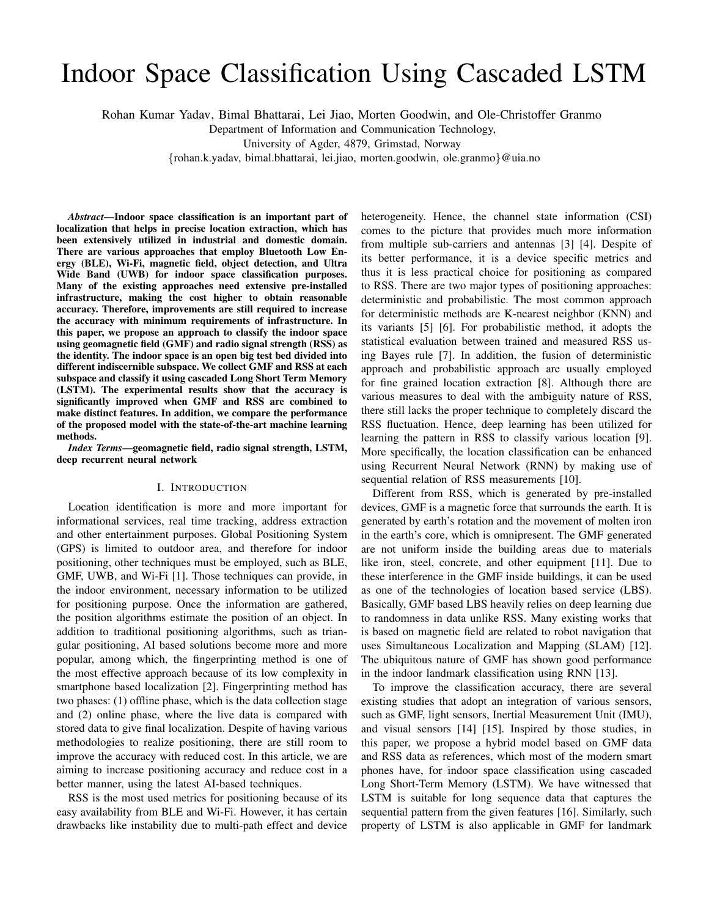# Indoor Space Classification Using Cascaded LSTM

Rohan Kumar Yadav, Bimal Bhattarai, Lei Jiao, Morten Goodwin, and Ole-Christoffer Granmo
Department of Information and Communication Technology,
University of Agder, 4879, Grimstad, Norway
{rohan.k.yadav, bimal.bhattarai, lei.jiao, morten.goodwin, ole.granmo}@uia.no

***Abstract*—Indoor space classification is an important part of localization that helps in precise location extraction, which has been extensively utilized in industrial and domestic domain. There are various approaches that employ Bluetooth Low Energy (BLE), Wi-Fi, magnetic field, object detection, and Ultra Wide Band (UWB) for indoor space classification purposes. Many of the existing approaches need extensive pre-installed infrastructure, making the cost higher to obtain reasonable accuracy. Therefore, improvements are still required to increase the accuracy with minimum requirements of infrastructure. In this paper, we propose an approach to classify the indoor space using geomagnetic field (GMF) and radio signal strength (RSS) as the identity. The indoor space is an open big test bed divided into different indiscernible subspace. We collect GMF and RSS at each subspace and classify it using cascaded Long Short Term Memory (LSTM). The experimental results show that the accuracy is significantly improved when GMF and RSS are combined to make distinct features. In addition, we compare the performance of the proposed model with the state-of-the-art machine learning methods.**

***Index Terms*—geomagnetic field, radio signal strength, LSTM, deep recurrent neural network**

## I. Introduction

Location identification is more and more important for informational services, real time tracking, address extraction and other entertainment purposes. Global Positioning System (GPS) is limited to outdoor area, and therefor for indoor positioning, other techniques must be employed, such as BLE, GMF, UWB, and Wi-Fi [1]. Those techniques can provide, in the indoor environment, necessary information to be utilized for positioning purpose. Once the information are gathered, the position algorithms estimate the position of an object. In addition to traditional positioning algorithms, such as triangular positioning, AI based solutions become more and more popular, among which, the fingerprinting method is one of the most effective approach because of its low complexity in smartphone based localization [2]. Fingerprinting method has two phases: (1) offline phase, which is the data collection stage and (2) online phase, where the live data is compared with stored data to give final localization. Despite of having various methodologies to realize positioning, there are still room to improve the accuracy with reduced cost. In this article, we are aiming to increase positioning accuracy and reduce cost in a better manner, using the latest AI-based techniques.

RSS is the most used metrics for positioning because of its easy availability from BLE and Wi-Fi. However, it has certain drawbacks like instability due to multi-path effect and device heterogeneity. Hence, the channel state information (CSI) comes to the picture that provides much more information from multiple sub-carriers and antennas [3] [4]. Despite of its better performance, it is a device specific metrics and thus it is less practical choice for positioning as compared to RSS. There are two major types of positioning approaches: deterministic and probabilistic. The most common approach for deterministic methods are K-nearest neighbor (KNN) and its variants [5] [6]. For probabilistic method, it adopts the statistical evaluation between trained and measured RSS using Bayes rule [7]. In addition, the fusion of deterministic approach and probabilistic approach are usually employed for fine grained location extraction [8]. Although there are various measures to deal with the ambiguity nature of RSS, there still lacks the proper technique to completely discard the RSS fluctuation. Hence, deep learning has been utilized for learning the pattern in RSS to classify various location [9]. More specifically, the location classification can be enhanced using Recurrent Neural Network (RNN) by making use of sequential relation of RSS measurements [10].

Different from RSS, which is generated by pre-installed devices, GMF is a magnetic force that surrounds the earth. It is generated by earth's rotation and the movement of molten iron in the earth's core, which is omnipresent. The GMF generated are not uniform inside the building areas due to materials like iron, steel, concrete, and other equipment [11]. Due to these interference in the GMF inside buildings, it can be used as one of the technologies of location based service (LBS). Basically, GMF based LBS heavily relies on deep learning due to randomness in data unlike RSS. Many existing works that is based on magnetic field are related to robot navigation that uses Simultaneous Localization and Mapping (SLAM) [12]. The ubiquitous nature of GMF has shown good performance in the indoor landmark classification using RNN [13].

To improve the classification accuracy, there are several existing studies that adopt an integration of various sensors, such as GMF, light sensors, Inertial Measurement Unit (IMU), and visual sensors [14] [15]. Inspired by those studies, in this paper, we propose a hybrid model based on GMF data and RSS data as references, which most of the modern smart phones have, for indoor space classification using cascaded Long Short-Term Memory (LSTM). We have witnessed that LSTM is suitable for long sequence data that captures the sequential pattern from the given features [16]. Similarly, such property of LSTM is also applicable in GMF for landmark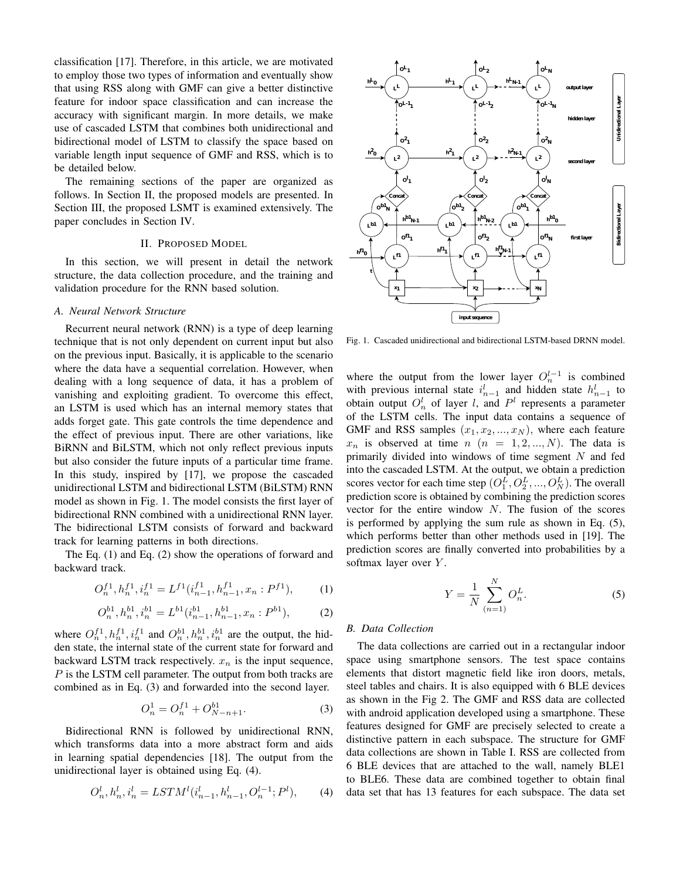classification [17]. Therefore, in this article, we are motivated to employ those two types of information and eventually show that using RSS along with GMF can give a better distinctive feature for indoor space classification and can increase the accuracy with significant margin. In more details, we make use of cascaded LSTM that combines both unidirectional and bidirectional model of LSTM to classify the space based on variable length input sequence of GMF and RSS, which is to be detailed below.

The remaining sections of the paper are organized as follows. In Section II, the proposed models are presented. In Section III, the proposed LSMT is examined extensively. The paper concludes in Section IV.

## II. Proposed Model

In this section, we will present in detail the network structure, the data collection procedure, and the training and validation procedure for the RNN based solution.

### A. Neural Network Structure

Recurrent neural network (RNN) is a type of deep learning technique that is not only dependent on current input but also on the previous input. Basically, it is applicable to the scenario where the data have a sequential correlation. However, when dealing with a long sequence of data, it has a problem of vanishing and exploiting gradient. To overcome this effect, an LSTM is used which has an internal memory states that adds forget gate. This gate controls the time dependence and the effect of previous input. There are other variations, like BiRNN and BiLSTM, which not only reflect previous inputs but also consider the future inputs of a particular time frame. In this study, inspired by [17], we propose the cascaded unidirectional LSTM and bidirectional LSTM (BiLSTM) RNN model as shown in Fig. 1. The model consists the first layer of bidirectional RNN combined with a unidirectional RNN layer. The bidirectional LSTM consists of forward and backward track for learning patterns in both directions.

The Eq. (1) and Eq. (2) show the operations of forward and backward track.

$$O_n^{f1}, h_n^{f1}, i_n^{f1} = L^{f1}(i_{n-1}^{f1}, h_{n-1}^{f1}, x_n : P^{f1}), \tag{1}$$

$$O_n^{b1}, h_n^{b1}, i_n^{b1} = L^{b1}(i_{n-1}^{b1}, h_{n-1}^{b1}, x_n : P^{b1}), \tag{2}$$

where $O_n^{f1}, h_n^{f1}, i_n^{f1}$ and $O_n^{b1}, h_n^{b1}, i_n^{b1}$ are the output, the hidden state, the internal state of the current state for forward and backward LSTM track respectively. $x_n$ is the input sequence, $P$ is the LSTM cell parameter. The output from both tracks are combined as in Eq. (3) and forwarded into the second layer.

$$O_n^1 = O_n^{f1} + O_{N-n+1}^{b1}. \tag{3}$$

Bidirectional RNN is followed by unidirectional RNN, which transforms data into a more abstract form and aids in learning spatial dependencies [18]. The output from the unidirectional layer is obtained using Eq. (4).

$$O_n^l, h_n^l, i_n^l = LSTM^l(i_{n-1}^l, h_{n-1}^l, O_n^{l-1}; P^l), \tag{4}$$

Fig. 1. Cascaded unidirectional and bidirectional LSTM-based DRNN model.

where the output from the lower layer $O_n^{l-1}$ is combined with previous internal state $i_{n-1}^l$ and hidden state $h_{n-1}^l$ to obtain output $O_n^l$ of layer $l$, and $P^l$ represents a parameter of the LSTM cells. The input data contains a sequence of GMF and RSS samples $(x_1, x_2, ..., x_N)$, where each feature $x_n$ is observed at time $n$ $(n = 1, 2, ..., N)$. The data is primarily divided into windows of time segment $N$ and fed into the cascaded LSTM. At the output, we obtain a prediction scores vector for each time step $(O_1^L, O_2^L, ..., O_N^L)$. The overall prediction score is obtained by combining the prediction scores vector for the entire window $N$. The fusion of the scores is performed by applying the sum rule as shown in Eq. (5), which performs better than other methods used in [19]. The prediction scores are finally converted into probabilities by a softmax layer over $Y$.

$$Y = \frac{1}{N} \sum_{(n=1)}^{N} O_n^L. \tag{5}$$

### B. Data Collection

The data collections are carried out in a rectangular indoor space using smartphone sensors. The test space contains elements that distort magnetic field like iron doors, metals, steel tables and chairs. It is also equipped with 6 BLE devices as shown in the Fig 2. The GMF and RSS data are collected with android application developed using a smartphone. These features designed for GMF are precisely selected to create a distinctive pattern in each subspace. The structure for GMF data collections are shown in Table I. RSS are collected from 6 BLE devices that are attached to the wall, namely BLE1 to BLE6. These data are combined together to obtain final data set that has 13 features for each subspace. The data set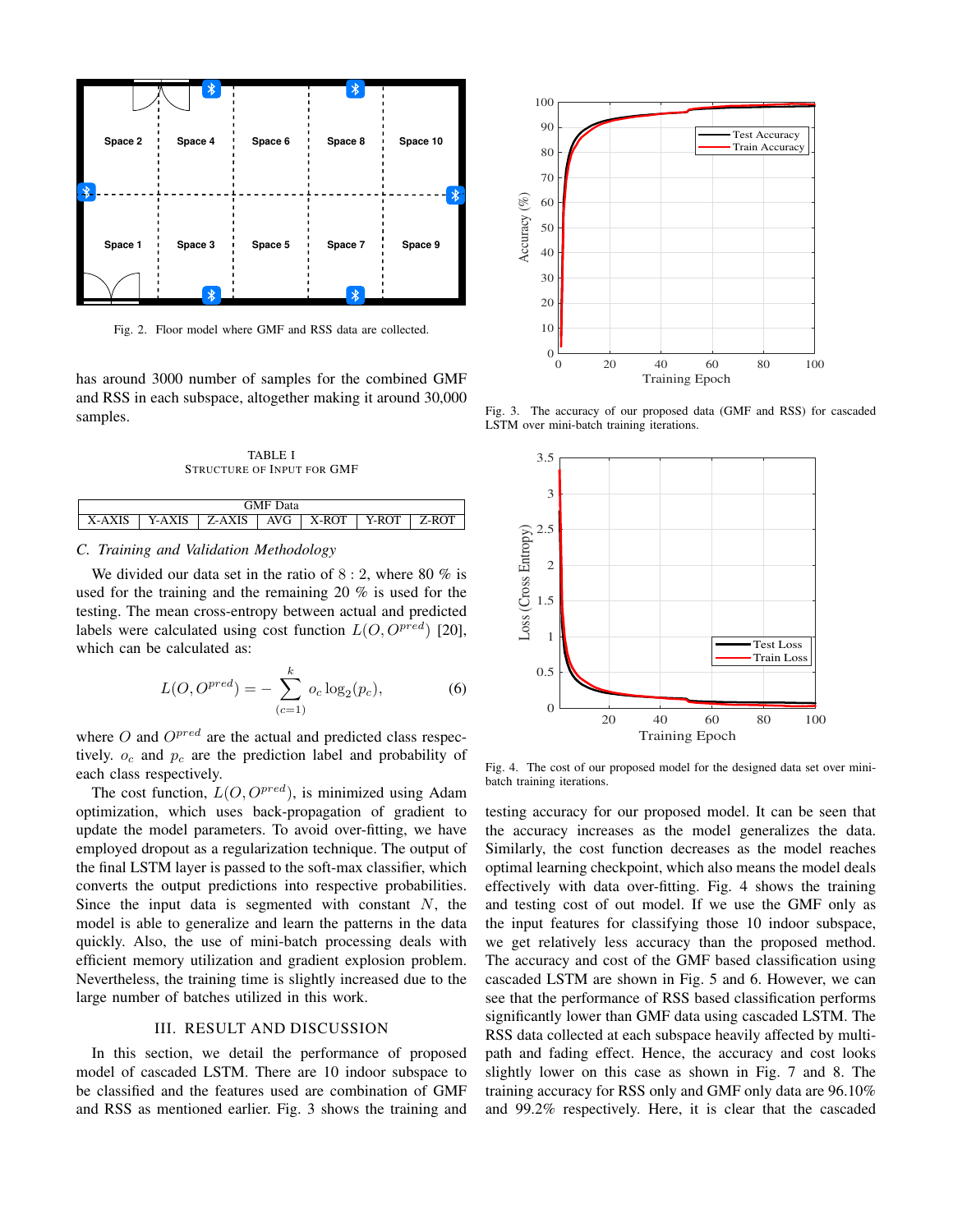Fig. 2. Floor model where GMF and RSS data are collected.

has around 3000 number of samples for the combined GMF and RSS in each subspace, altogether making it around 30,000 samples.

TABLE I
STRUCTURE OF INPUT FOR GMF

| GMF Data | | | | | | |
|---|---|---|---|---|---|---|
| X-AXIS | Y-AXIS | Z-AXIS | AVG | X-ROT | Y-ROT | Z-ROT |

### C. Training and Validation Methodology

We divided our data set in the ratio of $8:2$, where 80 % is used for the training and the remaining 20 % is used for the testing. The mean cross-entropy between actual and predicted labels were calculated using cost function $L(O, O^{pred})$ [20], which can be calculated as:

$$L(O, O^{pred}) = -\sum_{(c=1)}^{k} o_c \log_2(p_c), \tag{6}$$

where $O$ and $O^{pred}$ are the actual and predicted class respectively. $o_c$ and $p_c$ are the prediction label and probability of each class respectively.

The cost function, $L(O, O^{pred})$, is minimized using Adam optimization, which uses back-propagation of gradient to update the model parameters. To avoid over-fitting, we have employed dropout as a regularization technique. The output of the final LSTM layer is passed to the soft-max classifier, which converts the output predictions into respective probabilities. Since the input data is segmented with constant $N$, the model is able to generalize and learn the patterns in the data quickly. Also, the use of mini-batch processing deals with efficient memory utilization and gradient explosion problem. Nevertheless, the training time is slightly increased due to the large number of batches utilized in this work.

## III. Result and Discussion

In this section, we detail the performance of proposed model of cascaded LSTM. There are 10 indoor subspace to be classified and the features used are combination of GMF and RSS as mentioned earlier. Fig. 3 shows the training and testing accuracy for our proposed model. It can be seen that the accuracy increases as the model generalizes the data. Similarly, the cost function decreases as the model reaches optimal learning checkpoint, which also means the model deals effectively with data over-fitting. Fig. 4 shows the training and testing cost of out model. If we use the GMF only as the input features for classifying those 10 indoor subspace, we get relatively less accuracy than the proposed method. The accuracy and cost of the GMF based classification using cascaded LSTM are shown in Fig. 5 and 6. However, we can see that the performance of RSS based classification performs significantly lower than GMF data using cascaded LSTM. The RSS data collected at each subspace heavily affected by multi-path and fading effect. Hence, the accuracy and cost looks slightly lower on this case as shown in Fig. 7 and 8. The training accuracy for RSS only and GMF only data are 96.10% and 99.2% respectively. Here, it is clear that the cascaded

Fig. 3. The accuracy of our proposed data (GMF and RSS) for cascaded LSTM over mini-batch training iterations.

Fig. 4. The cost of our proposed model for the designed data set over mini-batch training iterations.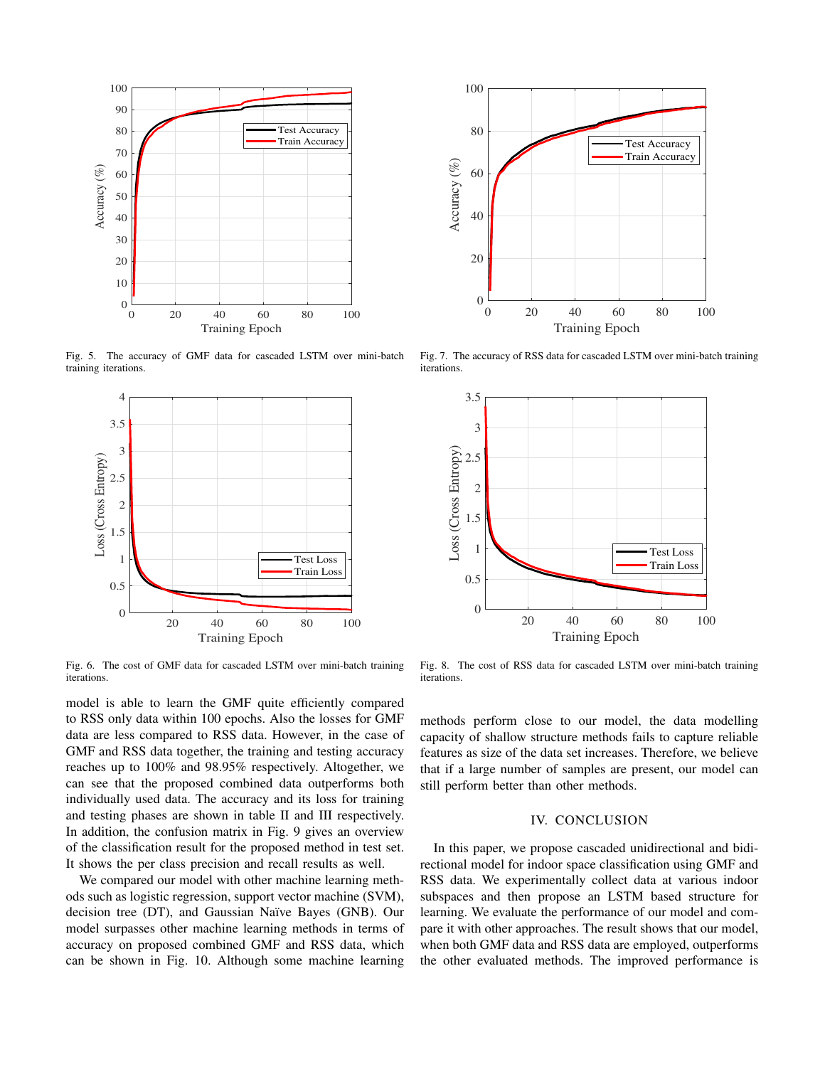Fig. 5. The accuracy of GMF data for cascaded LSTM over mini-batch training iterations.

Fig. 6. The cost of GMF data for cascaded LSTM over mini-batch training iterations.

Fig. 7. The accuracy of RSS data for cascaded LSTM over mini-batch training iterations.

Fig. 8. The cost of RSS data for cascaded LSTM over mini-batch training iterations.

model is able to learn the GMF quite efficiently compared to RSS only data within 100 epochs. Also the losses for GMF data are less compared to RSS data. However, in the case of GMF and RSS data together, the training and testing accuracy reaches up to 100% and 98.95% respectively. Altogether, we can see that the proposed combined data outperforms both individually used data. The accuracy and its loss for training and testing phases are shown in table II and III respectively. In addition, the confusion matrix in Fig. 9 gives an overview of the classification result for the proposed method in test set. It shows the per class precision and recall results as well.

We compared our model with other machine learning methods such as logistic regression, support vector machine (SVM), decision tree (DT), and Gaussian Naïve Bayes (GNB). Our model surpasses other machine learning methods in terms of accuracy on proposed combined GMF and RSS data, which can be shown in Fig. 10. Although some machine learning methods perform close to our model, the data modelling capacity of shallow structure methods fails to capture reliable features as size of the data set increases. Therefore, we believe that if a large number of samples are present, our model can still perform better than other methods.

## IV. CONCLUSION

In this paper, we propose cascaded unidirectional and bidirectional model for indoor space classification using GMF and RSS data. We experimentally collect data at various indoor subspaces and then propose an LSTM based structure for learning. We evaluate the performance of our model and compare it with other approaches. The result shows that our model, when both GMF data and RSS data are employed, outperforms the other evaluated methods. The improved performance is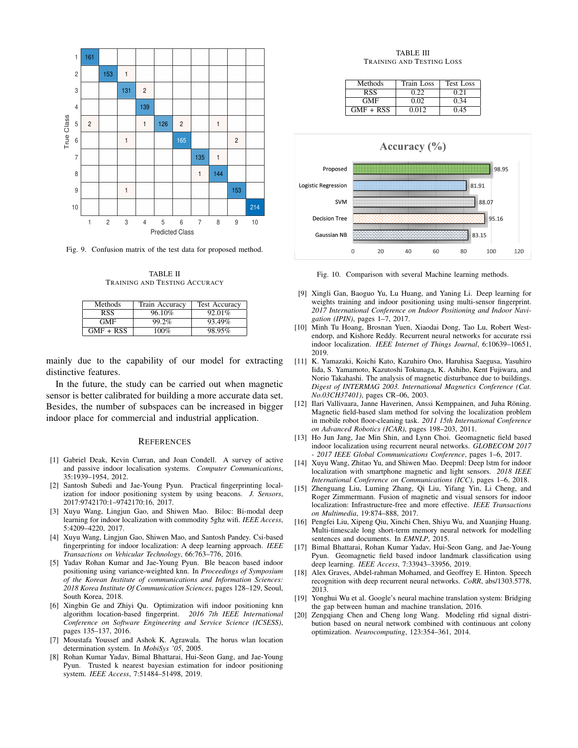1 161
2 153 1
3 131 2
4 139
5 2 1 126 2 1
6 1 165 2
7 135 1
8 1 144
9 1 153
10 214

True Class

1 2 3 4 5 6 7 8 9 10

Predicted Class

Fig. 9. Confusion matrix of the test data for proposed method.

TABLE II
TRAINING AND TESTING ACCURACY

| Methods | Train Accuracy | Test Accuracy |
|---|---|---|
| RSS | 96.10% | 92.01% |
| GMF | 99.2% | 93.49% |
| GMF + RSS | 100% | 98.95% |

mainly due to the capability of our model for extracting distinctive features.

In the future, the study can be carried out when magnetic sensor is better calibrated for building a more accurate data set. Besides, the number of subspaces can be increased in bigger indoor place for commercial and industrial application.

TABLE III
TRAINING AND TESTING LOSS

| Methods | Train Loss | Test Loss |
|---|---|---|
| RSS | 0.22 | 0.21 |
| GMF | 0.02 | 0.34 |
| GMF + RSS | 0.012 | 0.45 |

Accuracy (%)

Proposed 98.95
Logistic Regression 81.91
SVM 88.07
Decision Tree 95.16
Gaussian NB 83.15

0 20 40 60 80 100 120

Fig. 10. Comparison with several Machine learning methods.

## REFERENCES

[1] Gabriel Deak, Kevin Curran, and Joan Condell. A survey of active and passive indoor localisation systems. *Computer Communications*, 35:1939–1954, 2012.

[2] Santosh Subedi and Jae-Young Pyun. Practical fingerprinting localization for indoor positioning system by using beacons. *J. Sensors*, 2017:9742170:1–9742170:16, 2017.

[3] Xuyu Wang, Lingjun Gao, and Shiwen Mao. Biloc: Bi-modal deep learning for indoor localization with commodity 5ghz wifi. *IEEE Access*, 5:4209–4220, 2017.

[4] Xuyu Wang, Lingjun Gao, Shiwen Mao, and Santosh Pandey. Csi-based fingerprinting for indoor localization: A deep learning approach. *IEEE Transactions on Vehicular Technology*, 66:763–776, 2016.

[5] Yadav Rohan Kumar and Jae-Young Pyun. Ble beacon based indoor positioning using variance-weighted knn. In *Proceedings of Symposium of the Korean Institute of communications and Information Sciences: 2018 Korea Institute Of Communication Sciences*, pages 128–129, Seoul, South Korea, 2018.

[6] Xingbin Ge and Zhiyi Qu. Optimization wifi indoor positioning knn algorithm location-based fingerprint. *2016 7th IEEE International Conference on Software Engineering and Service Science (ICSESS)*, pages 135–137, 2016.

[7] Moustafa Youssef and Ashok K. Agrawala. The horus wlan location determination system. In *MobiSys '05*, 2005.

[8] Rohan Kumar Yadav, Bimal Bhattarai, Hui-Seon Gang, and Jae-Young Pyun. Trusted k nearest bayesian estimation for indoor positioning system. *IEEE Access*, 7:51484–51498, 2019.

[9] Xingli Gan, Baoguo Yu, Lu Huang, and Yaning Li. Deep learning for weights training and indoor positioning using multi-sensor fingerprint. *2017 International Conference on Indoor Positioning and Indoor Navigation (IPIN)*, pages 1–7, 2017.

[10] Minh Tu Hoang, Brosnan Yuen, Xiaodai Dong, Tao Lu, Robert Westendorp, and Kishore Reddy. Recurrent neural networks for accurate rssi indoor localization. *IEEE Internet of Things Journal*, 6:10639–10651, 2019.

[11] K. Yamazaki, Koichi Kato, Kazuhiro Ono, Haruhisa Saegusa, Yasuhiro Iida, S. Yamamoto, Kazutoshi Tokunaga, K. Ashiho, Kent Fujiwara, and Norio Takahashi. The analysis of magnetic disturbance due to buildings. *Digest of INTERMAG 2003. International Magnetics Conference (Cat. No.03CH37401)*, pages CR–06, 2003.

[12] Ilari Vallivaara, Janne Haverinen, Anssi Kemppainen, and Juha Röning. Magnetic field-based slam method for solving the localization problem in mobile robot floor-cleaning task. *2011 15th International Conference on Advanced Robotics (ICAR)*, pages 198–203, 2011.

[13] Ho Jun Jang, Jae Min Shin, and Lynn Choi. Geomagnetic field based indoor localization using recurrent neural networks. *GLOBECOM 2017 - 2017 IEEE Global Communications Conference*, pages 1–6, 2017.

[14] Xuyu Wang, Zhitao Yu, and Shiwen Mao. Deepml: Deep lstm for indoor localization with smartphone magnetic and light sensors. *2018 IEEE International Conference on Communications (ICC)*, pages 1–6, 2018.

[15] Zhenguang Liu, Luming Zhang, Qi Liu, Yifang Yin, Li Cheng, and Roger Zimmermann. Fusion of magnetic and visual sensors for indoor localization: Infrastructure-free and more effective. *IEEE Transactions on Multimedia*, 19:874–888, 2017.

[16] Pengfei Liu, Xipeng Qiu, Xinchi Chen, Shiyu Wu, and Xuanjing Huang. Multi-timescale long short-term memory neural network for modelling sentences and documents. In *EMNLP*, 2015.

[17] Bimal Bhattarai, Rohan Kumar Yadav, Hui-Seon Gang, and Jae-Young Pyun. Geomagnetic field based indoor landmark classification using deep learning. *IEEE Access*, 7:33943–33956, 2019.

[18] Alex Graves, Abdel-rahman Mohamed, and Geoffrey E. Hinton. Speech recognition with deep recurrent neural networks. *CoRR*, abs/1303.5778, 2013.

[19] Yonghui Wu et al. Google's neural machine translation system: Bridging the gap between human and machine translation, 2016.

[20] Zengqiang Chen and Cheng long Wang. Modeling rfid signal distribution based on neural network combined with continuous ant colony optimization. *Neurocomputing*, 123:354–361, 2014.